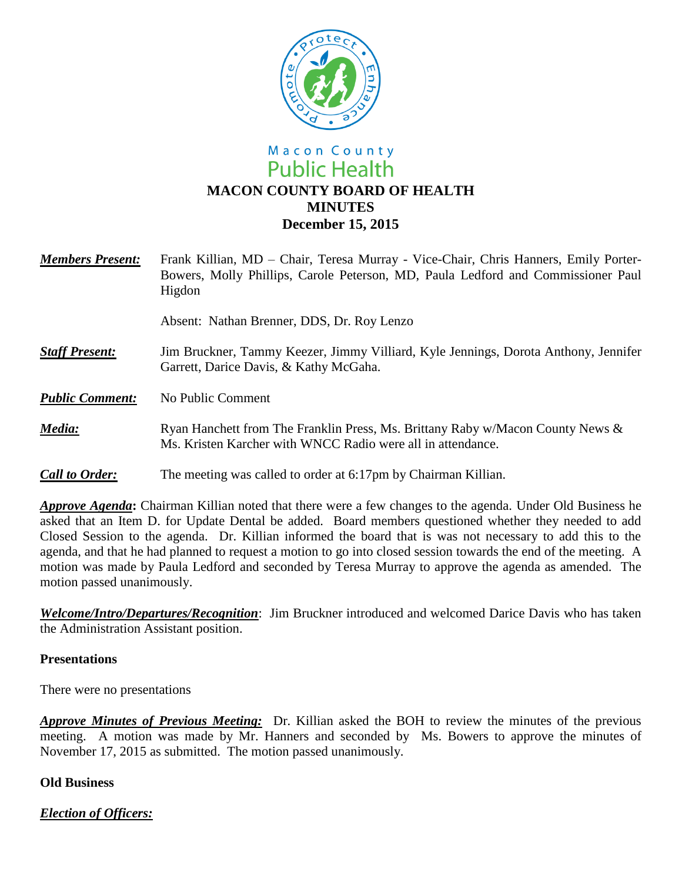Macon County
Public Health

# MACON COUNTY BOARD OF HEALTH
## MINUTES
### December 15, 2015

***Members Present:*** Frank Killian, MD – Chair, Teresa Murray - Vice-Chair, Chris Hanners, Emily Porter-Bowers, Molly Phillips, Carole Peterson, MD, Paula Ledford and Commissioner Paul Higdon

Absent: Nathan Brenner, DDS, Dr. Roy Lenzo

***Staff Present:*** Jim Bruckner, Tammy Keezer, Jimmy Villiard, Kyle Jennings, Dorota Anthony, Jennifer Garrett, Darice Davis, & Kathy McGaha.

***Public Comment:*** No Public Comment

***Media:*** Ryan Hanchett from The Franklin Press, Ms. Brittany Raby w/Macon County News & Ms. Kristen Karcher with WNCC Radio were all in attendance.

***Call to Order:*** The meeting was called to order at 6:17pm by Chairman Killian.

***Approve Agenda*:** Chairman Killian noted that there were a few changes to the agenda. Under Old Business he asked that an Item D. for Update Dental be added. Board members questioned whether they needed to add Closed Session to the agenda. Dr. Killian informed the board that is was not necessary to add this to the agenda, and that he had planned to request a motion to go into closed session towards the end of the meeting. A motion was made by Paula Ledford and seconded by Teresa Murray to approve the agenda as amended. The motion passed unanimously.

***Welcome/Intro/Departures/Recognition***: Jim Bruckner introduced and welcomed Darice Davis who has taken the Administration Assistant position.

**Presentations**

There were no presentations

***Approve Minutes of Previous Meeting:*** Dr. Killian asked the BOH to review the minutes of the previous meeting. A motion was made by Mr. Hanners and seconded by Ms. Bowers to approve the minutes of November 17, 2015 as submitted. The motion passed unanimously.

**Old Business**

***Election of Officers:***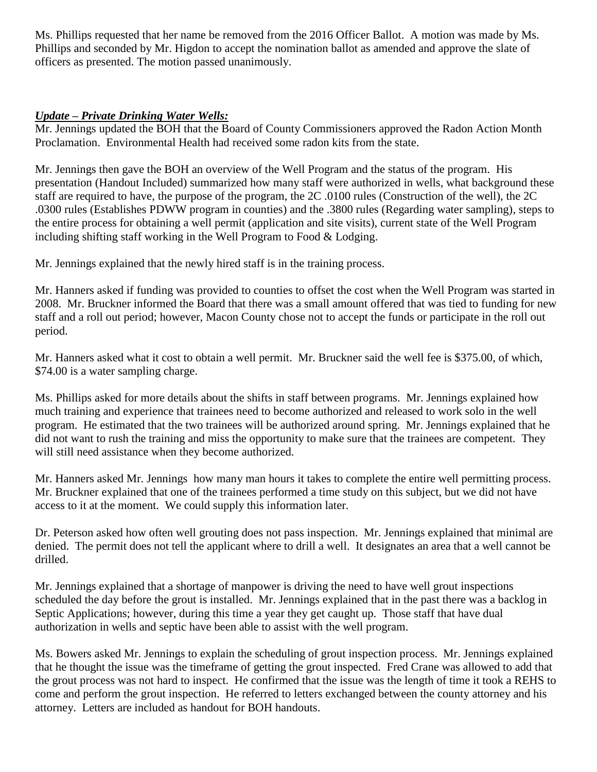Ms. Phillips requested that her name be removed from the 2016 Officer Ballot. A motion was made by Ms. Phillips and seconded by Mr. Higdon to accept the nomination ballot as amended and approve the slate of officers as presented. The motion passed unanimously.

***Update – Private Drinking Water Wells:***

Mr. Jennings updated the BOH that the Board of County Commissioners approved the Radon Action Month Proclamation. Environmental Health had received some radon kits from the state.

Mr. Jennings then gave the BOH an overview of the Well Program and the status of the program. His presentation (Handout Included) summarized how many staff were authorized in wells, what background these staff are required to have, the purpose of the program, the 2C .0100 rules (Construction of the well), the 2C .0300 rules (Establishes PDWW program in counties) and the .3800 rules (Regarding water sampling), steps to the entire process for obtaining a well permit (application and site visits), current state of the Well Program including shifting staff working in the Well Program to Food & Lodging.

Mr. Jennings explained that the newly hired staff is in the training process.

Mr. Hanners asked if funding was provided to counties to offset the cost when the Well Program was started in 2008. Mr. Bruckner informed the Board that there was a small amount offered that was tied to funding for new staff and a roll out period; however, Macon County chose not to accept the funds or participate in the roll out period.

Mr. Hanners asked what it cost to obtain a well permit. Mr. Bruckner said the well fee is $375.00, of which, $74.00 is a water sampling charge.

Ms. Phillips asked for more details about the shifts in staff between programs. Mr. Jennings explained how much training and experience that trainees need to become authorized and released to work solo in the well program. He estimated that the two trainees will be authorized around spring. Mr. Jennings explained that he did not want to rush the training and miss the opportunity to make sure that the trainees are competent. They will still need assistance when they become authorized.

Mr. Hanners asked Mr. Jennings how many man hours it takes to complete the entire well permitting process. Mr. Bruckner explained that one of the trainees performed a time study on this subject, but we did not have access to it at the moment. We could supply this information later.

Dr. Peterson asked how often well grouting does not pass inspection. Mr. Jennings explained that minimal are denied. The permit does not tell the applicant where to drill a well. It designates an area that a well cannot be drilled.

Mr. Jennings explained that a shortage of manpower is driving the need to have well grout inspections scheduled the day before the grout is installed. Mr. Jennings explained that in the past there was a backlog in Septic Applications; however, during this time a year they get caught up. Those staff that have dual authorization in wells and septic have been able to assist with the well program.

Ms. Bowers asked Mr. Jennings to explain the scheduling of grout inspection process. Mr. Jennings explained that he thought the issue was the timeframe of getting the grout inspected. Fred Crane was allowed to add that the grout process was not hard to inspect. He confirmed that the issue was the length of time it took a REHS to come and perform the grout inspection. He referred to letters exchanged between the county attorney and his attorney. Letters are included as handout for BOH handouts.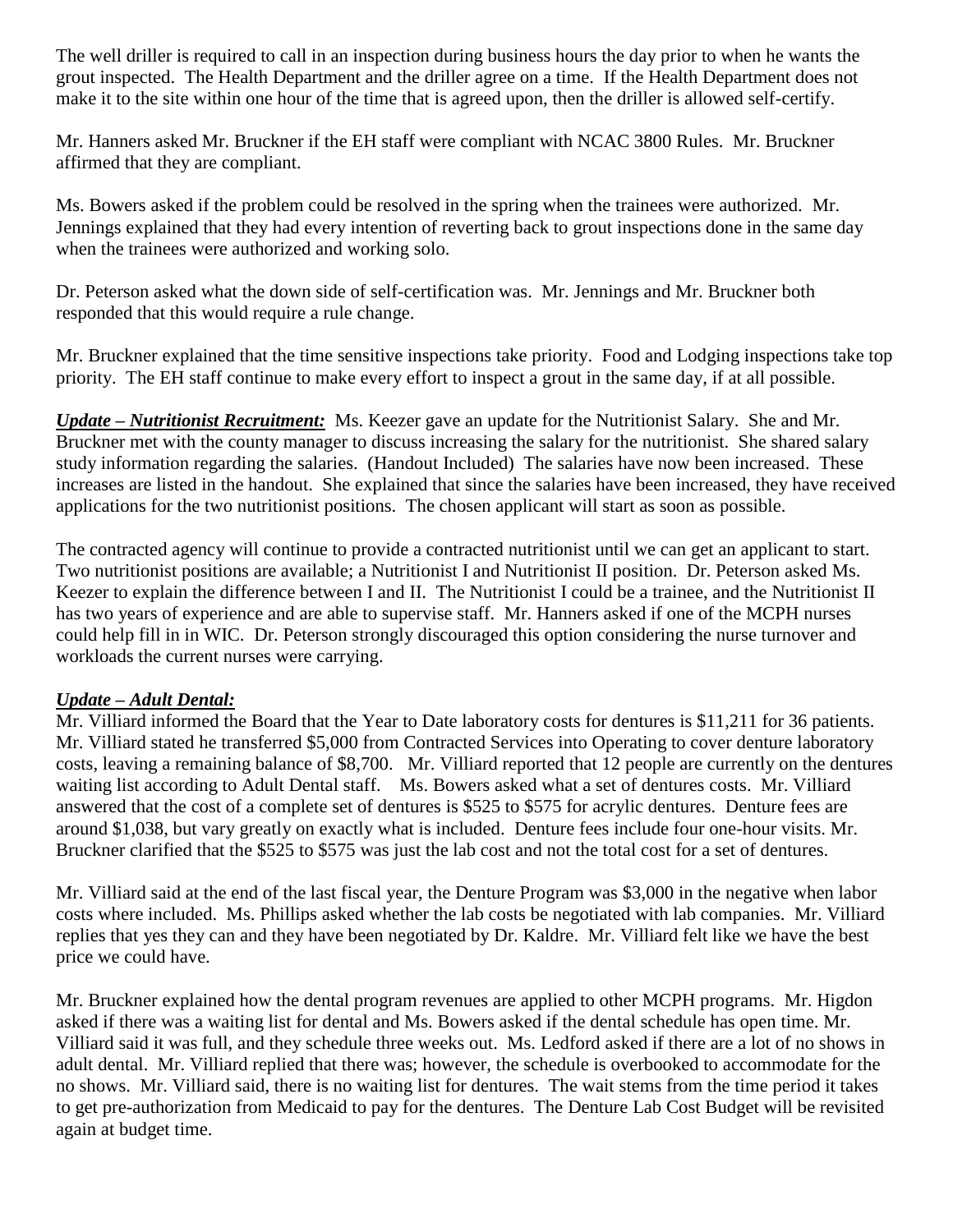The well driller is required to call in an inspection during business hours the day prior to when he wants the grout inspected. The Health Department and the driller agree on a time. If the Health Department does not make it to the site within one hour of the time that is agreed upon, then the driller is allowed self-certify.

Mr. Hanners asked Mr. Bruckner if the EH staff were compliant with NCAC 3800 Rules. Mr. Bruckner affirmed that they are compliant.

Ms. Bowers asked if the problem could be resolved in the spring when the trainees were authorized. Mr. Jennings explained that they had every intention of reverting back to grout inspections done in the same day when the trainees were authorized and working solo.

Dr. Peterson asked what the down side of self-certification was. Mr. Jennings and Mr. Bruckner both responded that this would require a rule change.

Mr. Bruckner explained that the time sensitive inspections take priority. Food and Lodging inspections take top priority. The EH staff continue to make every effort to inspect a grout in the same day, if at all possible.

***Update – Nutritionist Recruitment:*** Ms. Keezer gave an update for the Nutritionist Salary. She and Mr. Bruckner met with the county manager to discuss increasing the salary for the nutritionist. She shared salary study information regarding the salaries. (Handout Included) The salaries have now been increased. These increases are listed in the handout. She explained that since the salaries have been increased, they have received applications for the two nutritionist positions. The chosen applicant will start as soon as possible.

The contracted agency will continue to provide a contracted nutritionist until we can get an applicant to start. Two nutritionist positions are available; a Nutritionist I and Nutritionist II position. Dr. Peterson asked Ms. Keezer to explain the difference between I and II. The Nutritionist I could be a trainee, and the Nutritionist II has two years of experience and are able to supervise staff. Mr. Hanners asked if one of the MCPH nurses could help fill in in WIC. Dr. Peterson strongly discouraged this option considering the nurse turnover and workloads the current nurses were carrying.

***Update – Adult Dental:***

Mr. Villiard informed the Board that the Year to Date laboratory costs for dentures is $11,211 for 36 patients. Mr. Villiard stated he transferred $5,000 from Contracted Services into Operating to cover denture laboratory costs, leaving a remaining balance of $8,700. Mr. Villiard reported that 12 people are currently on the dentures waiting list according to Adult Dental staff. Ms. Bowers asked what a set of dentures costs. Mr. Villiard answered that the cost of a complete set of dentures is $525 to $575 for acrylic dentures. Denture fees are around $1,038, but vary greatly on exactly what is included. Denture fees include four one-hour visits. Mr. Bruckner clarified that the $525 to $575 was just the lab cost and not the total cost for a set of dentures.

Mr. Villiard said at the end of the last fiscal year, the Denture Program was $3,000 in the negative when labor costs where included. Ms. Phillips asked whether the lab costs be negotiated with lab companies. Mr. Villiard replies that yes they can and they have been negotiated by Dr. Kaldre. Mr. Villiard felt like we have the best price we could have.

Mr. Bruckner explained how the dental program revenues are applied to other MCPH programs. Mr. Higdon asked if there was a waiting list for dental and Ms. Bowers asked if the dental schedule has open time. Mr. Villiard said it was full, and they schedule three weeks out. Ms. Ledford asked if there are a lot of no shows in adult dental. Mr. Villiard replied that there was; however, the schedule is overbooked to accommodate for the no shows. Mr. Villiard said, there is no waiting list for dentures. The wait stems from the time period it takes to get pre-authorization from Medicaid to pay for the dentures. The Denture Lab Cost Budget will be revisited again at budget time.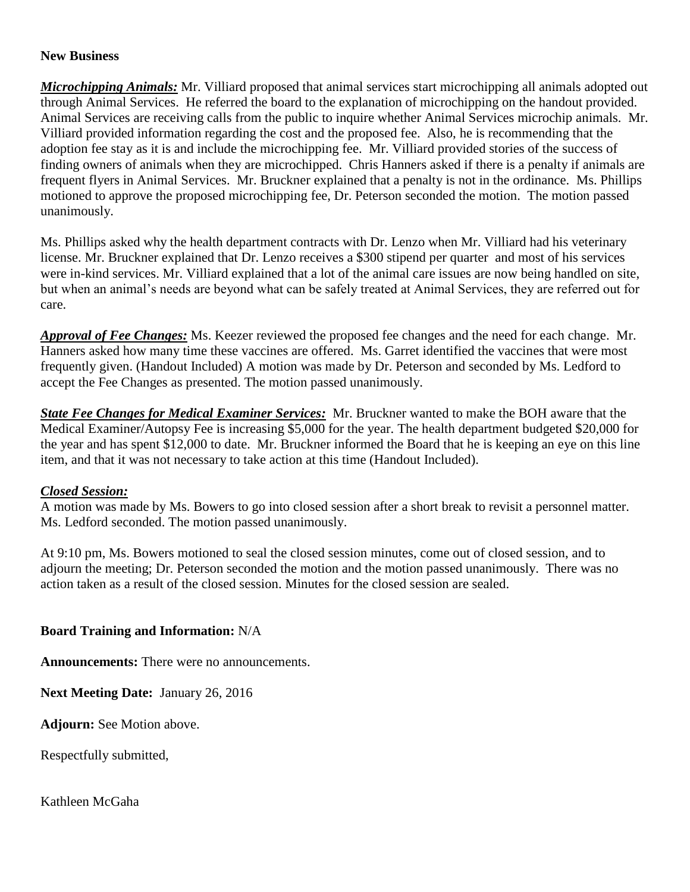**New Business**

***Microchipping Animals:*** Mr. Villiard proposed that animal services start microchipping all animals adopted out through Animal Services. He referred the board to the explanation of microchipping on the handout provided. Animal Services are receiving calls from the public to inquire whether Animal Services microchip animals. Mr. Villiard provided information regarding the cost and the proposed fee. Also, he is recommending that the adoption fee stay as it is and include the microchipping fee. Mr. Villiard provided stories of the success of finding owners of animals when they are microchipped. Chris Hanners asked if there is a penalty if animals are frequent flyers in Animal Services. Mr. Bruckner explained that a penalty is not in the ordinance. Ms. Phillips motioned to approve the proposed microchipping fee, Dr. Peterson seconded the motion. The motion passed unanimously.

Ms. Phillips asked why the health department contracts with Dr. Lenzo when Mr. Villiard had his veterinary license. Mr. Bruckner explained that Dr. Lenzo receives a $300 stipend per quarter and most of his services were in-kind services. Mr. Villiard explained that a lot of the animal care issues are now being handled on site, but when an animal's needs are beyond what can be safely treated at Animal Services, they are referred out for care.

***Approval of Fee Changes:*** Ms. Keezer reviewed the proposed fee changes and the need for each change. Mr. Hanners asked how many time these vaccines are offered. Ms. Garret identified the vaccines that were most frequently given. (Handout Included) A motion was made by Dr. Peterson and seconded by Ms. Ledford to accept the Fee Changes as presented. The motion passed unanimously.

***State Fee Changes for Medical Examiner Services:*** Mr. Bruckner wanted to make the BOH aware that the Medical Examiner/Autopsy Fee is increasing $5,000 for the year. The health department budgeted $20,000 for the year and has spent $12,000 to date. Mr. Bruckner informed the Board that he is keeping an eye on this line item, and that it was not necessary to take action at this time (Handout Included).

***Closed Session:***

A motion was made by Ms. Bowers to go into closed session after a short break to revisit a personnel matter. Ms. Ledford seconded. The motion passed unanimously.

At 9:10 pm, Ms. Bowers motioned to seal the closed session minutes, come out of closed session, and to adjourn the meeting; Dr. Peterson seconded the motion and the motion passed unanimously. There was no action taken as a result of the closed session. Minutes for the closed session are sealed.

**Board Training and Information:** N/A

**Announcements:** There were no announcements.

**Next Meeting Date:** January 26, 2016

**Adjourn:** See Motion above.

Respectfully submitted,

Kathleen McGaha